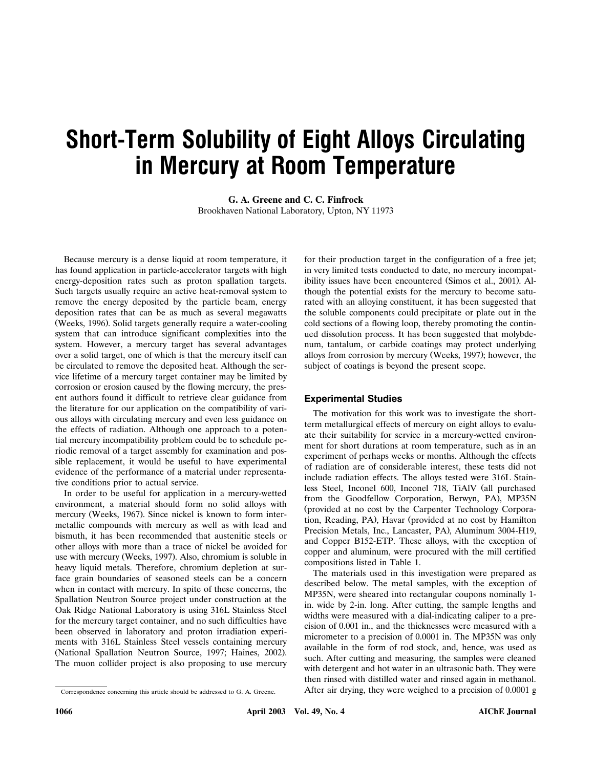# Short-Term Solubility of Eight Alloys Circulating in Mercury at Room Temperature

**G. A. Greene and C. C. Finfrock**
Brookhaven National Laboratory, Upton, NY 11973

Because mercury is a dense liquid at room temperature, it has found application in particle-accelerator targets with high energy-deposition rates such as proton spallation targets. Such targets usually require an active heat-removal system to remove the energy deposited by the particle beam, energy deposition rates that can be as much as several megawatts (Weeks, 1996). Solid targets generally require a water-cooling system that can introduce significant complexities into the system. However, a mercury target has several advantages over a solid target, one of which is that the mercury itself can be circulated to remove the deposited heat. Although the service lifetime of a mercury target container may be limited by corrosion or erosion caused by the flowing mercury, the present authors found it difficult to retrieve clear guidance from the literature for our application on the compatibility of various alloys with circulating mercury and even less guidance on the effects of radiation. Although one approach to a potential mercury incompatibility problem could be to schedule periodic removal of a target assembly for examination and possible replacement, it would be useful to have experimental evidence of the performance of a material under representative conditions prior to actual service.

In order to be useful for application in a mercury-wetted environment, a material should form no solid alloys with mercury (Weeks, 1967). Since nickel is known to form intermetallic compounds with mercury as well as with lead and bismuth, it has been recommended that austenitic steels or other alloys with more than a trace of nickel be avoided for use with mercury (Weeks, 1997). Also, chromium is soluble in heavy liquid metals. Therefore, chromium depletion at surface grain boundaries of seasoned steels can be a concern when in contact with mercury. In spite of these concerns, the Spallation Neutron Source project under construction at the Oak Ridge National Laboratory is using 316L Stainless Steel for the mercury target container, and no such difficulties have been observed in laboratory and proton irradiation experiments with 316L Stainless Steel vessels containing mercury (National Spallation Neutron Source, 1997; Haines, 2002). The muon collider project is also proposing to use mercury for their production target in the configuration of a free jet; in very limited tests conducted to date, no mercury incompatibility issues have been encountered (Simos et al., 2001). Although the potential exists for the mercury to become saturated with an alloying constituent, it has been suggested that the soluble components could precipitate or plate out in the cold sections of a flowing loop, thereby promoting the continued dissolution process. It has been suggested that molybdenum, tantalum, or carbide coatings may protect underlying alloys from corrosion by mercury (Weeks, 1997); however, the subject of coatings is beyond the present scope.

## Experimental Studies

The motivation for this work was to investigate the short-term metallurgical effects of mercury on eight alloys to evaluate their suitability for service in a mercury-wetted environment for short durations at room temperature, such as in an experiment of perhaps weeks or months. Although the effects of radiation are of considerable interest, these tests did not include radiation effects. The alloys tested were 316L Stainless Steel, Inconel 600, Inconel 718, TiAlV (all purchased from the Goodfellow Corporation, Berwyn, PA), MP35N (provided at no cost by the Carpenter Technology Corporation, Reading, PA), Havar (provided at no cost by Hamilton Precision Metals, Inc., Lancaster, PA), Aluminum 3004-H19, and Copper B152-ETP. These alloys, with the exception of copper and aluminum, were procured with the mill certified compositions listed in Table 1.

The materials used in this investigation were prepared as described below. The metal samples, with the exception of MP35N, were sheared into rectangular coupons nominally 1-in. wide by 2-in. long. After cutting, the sample lengths and widths were measured with a dial-indicating caliper to a precision of 0.001 in., and the thicknesses were measured with a micrometer to a precision of 0.0001 in. The MP35N was only available in the form of rod stock, and, hence, was used as such. After cutting and measuring, the samples were cleaned with detergent and hot water in an ultrasonic bath. They were then rinsed with distilled water and rinsed again in methanol. After air drying, they were weighed to a precision of 0.0001 g

Correspondence concerning this article should be addressed to G. A. Greene.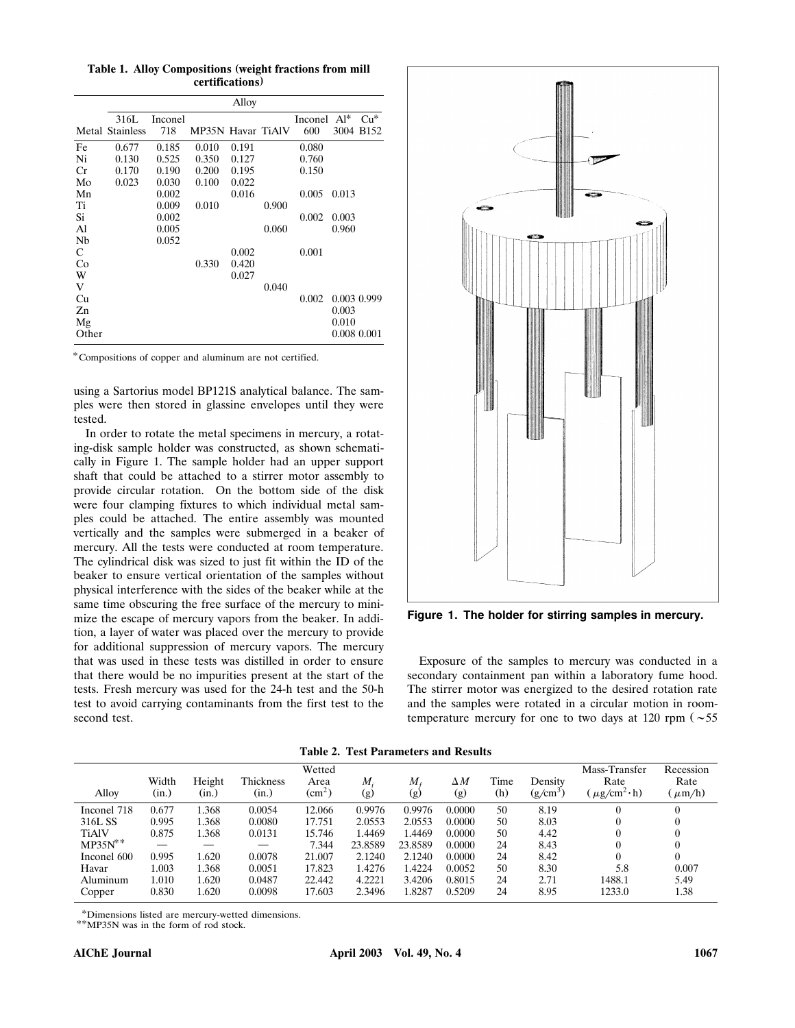**Table 1. Alloy Compositions (weight fractions from mill certifications)**

| Metal | 316L Stainless | Inconel 718 | MP35N | Havar | TiAlV | Inconel 600 | Al* 3004 | Cu* B152 |
|---|---|---|---|---|---|---|---|---|
| Fe | 0.677 | 0.185 | 0.010 | 0.191 | | 0.080 | | |
| Ni | 0.130 | 0.525 | 0.350 | 0.127 | | 0.760 | | |
| Cr | 0.170 | 0.190 | 0.200 | 0.195 | | 0.150 | | |
| Mo | 0.023 | 0.030 | 0.100 | 0.022 | | | | |
| Mn | | 0.002 | | 0.016 | | 0.005 | 0.013 | |
| Ti | | 0.009 | 0.010 | | 0.900 | | | |
| Si | | 0.002 | | | | 0.002 | 0.003 | |
| Al | | 0.005 | | | 0.060 | | 0.960 | |
| Nb | | 0.052 | | | | | | |
| C | | | | 0.002 | | 0.001 | | |
| Co | | | 0.330 | 0.420 | | | | |
| W | | | | 0.027 | | | | |
| V | | | | | 0.040 | | | |
| Cu | | | | | | 0.002 | 0.003 | 0.999 |
| Zn | | | | | | | 0.003 | |
| Mg | | | | | | | 0.010 | |
| Other | | | | | | | 0.008 | 0.001 |

*Compositions of copper and aluminum are not certified.

using a Sartorius model BP121S analytical balance. The samples were then stored in glassine envelopes until they were tested.

In order to rotate the metal specimens in mercury, a rotating-disk sample holder was constructed, as shown schematically in Figure 1. The sample holder had an upper support shaft that could be attached to a stirrer motor assembly to provide circular rotation. On the bottom side of the disk were four clamping fixtures to which individual metal samples could be attached. The entire assembly was mounted vertically and the samples were submerged in a beaker of mercury. All the tests were conducted at room temperature. The cylindrical disk was sized to just fit within the ID of the beaker to ensure vertical orientation of the samples without physical interference with the sides of the beaker while at the same time obscuring the free surface of the mercury to minimize the escape of mercury vapors from the beaker. In addition, a layer of water was placed over the mercury to provide for additional suppression of mercury vapors. The mercury that was used in these tests was distilled in order to ensure that there would be no impurities present at the start of the tests. Fresh mercury was used for the 24-h test and the 50-h test to avoid carrying contaminants from the first test to the second test.

**Figure 1. The holder for stirring samples in mercury.**

Exposure of the samples to mercury was conducted in a secondary containment pan within a laboratory fume hood. The stirrer motor was energized to the desired rotation rate and the samples were rotated in a circular motion in room-temperature mercury for one to two days at 120 rpm (~55

**Table 2. Test Parameters and Results**

| Alloy | Width (in.) | Height (in.) | Thickness (in.) | Wetted Area ($cm^2$) | $M_i$ (g) | $M_f$ (g) | $\Delta M$ (g) | Time (h) | Density ($g/cm^3$) | Mass-Transfer Rate ($\mu g/cm^2 \cdot h$) | Recession Rate ($\mu m/h$) |
|---|---|---|---|---|---|---|---|---|---|---|---|
| Inconel 718 | 0.677 | 1.368 | 0.0054 | 12.066 | 0.9976 | 0.9976 | 0.0000 | 50 | 8.19 | 0 | 0 |
| 316L SS | 0.995 | 1.368 | 0.0080 | 17.751 | 2.0553 | 2.0553 | 0.0000 | 50 | 8.03 | 0 | 0 |
| TiAlV | 0.875 | 1.368 | 0.0131 | 15.746 | 1.4469 | 1.4469 | 0.0000 | 50 | 4.42 | 0 | 0 |
| MP35N** | — | — | — | 7.344 | 23.8589 | 23.8589 | 0.0000 | 24 | 8.43 | 0 | 0 |
| Inconel 600 | 0.995 | 1.620 | 0.0078 | 21.007 | 2.1240 | 2.1240 | 0.0000 | 24 | 8.42 | 0 | 0 |
| Havar | 1.003 | 1.368 | 0.0051 | 17.823 | 1.4276 | 1.4224 | 0.0052 | 50 | 8.30 | 5.8 | 0.007 |
| Aluminum | 1.010 | 1.620 | 0.0487 | 22.442 | 4.2221 | 3.4206 | 0.8015 | 24 | 2.71 | 1488.1 | 5.49 |
| Copper | 0.830 | 1.620 | 0.0098 | 17.603 | 2.3496 | 1.8287 | 0.5209 | 24 | 8.95 | 1233.0 | 1.38 |

*Dimensions listed are mercury-wetted dimensions.
**MP35N was in the form of rod stock.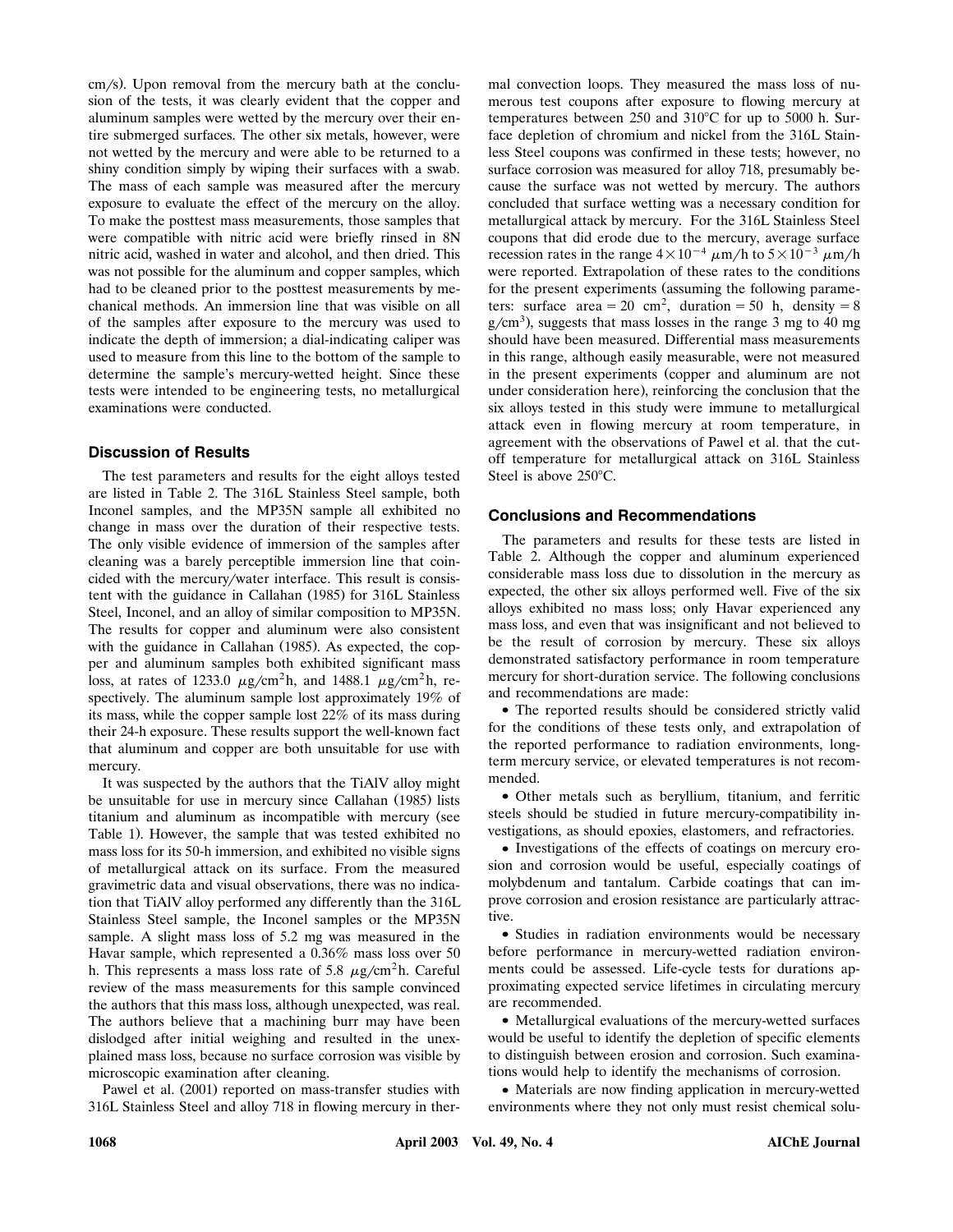cm/s). Upon removal from the mercury bath at the conclusion of the tests, it was clearly evident that the copper and aluminum samples were wetted by the mercury over their entire submerged surfaces. The other six metals, however, were not wetted by the mercury and were able to be returned to a shiny condition simply by wiping their surfaces with a swab. The mass of each sample was measured after the mercury exposure to evaluate the effect of the mercury on the alloy. To make the posttest mass measurements, those samples that were compatible with nitric acid were briefly rinsed in 8N nitric acid, washed in water and alcohol, and then dried. This was not possible for the aluminum and copper samples, which had to be cleaned prior to the posttest measurements by mechanical methods. An immersion line that was visible on all of the samples after exposure to the mercury was used to indicate the depth of immersion; a dial-indicating caliper was used to measure from this line to the bottom of the sample to determine the sample's mercury-wetted height. Since these tests were intended to be engineering tests, no metallurgical examinations were conducted.

## Discussion of Results

The test parameters and results for the eight alloys tested are listed in Table 2. The 316L Stainless Steel sample, both Inconel samples, and the MP35N sample all exhibited no change in mass over the duration of their respective tests. The only visible evidence of immersion of the samples after cleaning was a barely perceptible immersion line that coincided with the mercury/water interface. This result is consistent with the guidance in Callahan (1985) for 316L Stainless Steel, Inconel, and an alloy of similar composition to MP35N. The results for copper and aluminum were also consistent with the guidance in Callahan (1985). As expected, the copper and aluminum samples both exhibited significant mass loss, at rates of 1233.0 $\mu g/cm^2 h$, and 1488.1 $\mu g/cm^2 h$, respectively. The aluminum sample lost approximately 19% of its mass, while the copper sample lost 22% of its mass during their 24-h exposure. These results support the well-known fact that aluminum and copper are both unsuitable for use with mercury.

It was suspected by the authors that the TiAlV alloy might be unsuitable for use in mercury since Callahan (1985) lists titanium and aluminum as incompatible with mercury (see Table 1). However, the sample that was tested exhibited no mass loss for its 50-h immersion, and exhibited no visible signs of metallurgical attack on its surface. From the measured gravimetric data and visual observations, there was no indication that TiAlV alloy performed any differently than the 316L Stainless Steel sample, the Inconel samples or the MP35N sample. A slight mass loss of 5.2 mg was measured in the Havar sample, which represented a 0.36% mass loss over 50 h. This represents a mass loss rate of 5.8 $\mu g/cm^2 h$. Careful review of the mass measurements for this sample convinced the authors that this mass loss, although unexpected, was real. The authors believe that a machining burr may have been dislodged after initial weighing and resulted in the unexplained mass loss, because no surface corrosion was visible by microscopic examination after cleaning.

Pawel et al. (2001) reported on mass-transfer studies with 316L Stainless Steel and alloy 718 in flowing mercury in thermal convection loops. They measured the mass loss of numerous test coupons after exposure to flowing mercury at temperatures between 250 and 310°C for up to 5000 h. Surface depletion of chromium and nickel from the 316L Stainless Steel coupons was confirmed in these tests; however, no surface corrosion was measured for alloy 718, presumably because the surface was not wetted by mercury. The authors concluded that surface wetting was a necessary condition for metallurgical attack by mercury. For the 316L Stainless Steel coupons that did erode due to the mercury, average surface recession rates in the range $4 \times 10^{-4}$ $\mu m/h$ to $5 \times 10^{-3}$ $\mu m/h$ were reported. Extrapolation of these rates to the conditions for the present experiments (assuming the following parameters: surface area = 20 $cm^2$, duration = 50 h, density = 8 $g/cm^3$), suggests that mass losses in the range 3 mg to 40 mg should have been measured. Differential mass measurements in this range, although easily measurable, were not measured in the present experiments (copper and aluminum are not under consideration here), reinforcing the conclusion that the six alloys tested in this study were immune to metallurgical attack even in flowing mercury at room temperature, in agreement with the observations of Pawel et al. that the cutoff temperature for metallurgical attack on 316L Stainless Steel is above 250°C.

## Conclusions and Recommendations

The parameters and results for these tests are listed in Table 2. Although the copper and aluminum experienced considerable mass loss due to dissolution in the mercury as expected, the other six alloys performed well. Five of the six alloys exhibited no mass loss; only Havar experienced any mass loss, and even that was insignificant and not believed to be the result of corrosion by mercury. These six alloys demonstrated satisfactory performance in room temperature mercury for short-duration service. The following conclusions and recommendations are made:

- The reported results should be considered strictly valid for the conditions of these tests only, and extrapolation of the reported performance to radiation environments, long-term mercury service, or elevated temperatures is not recommended.
- Other metals such as beryllium, titanium, and ferritic steels should be studied in future mercury-compatibility investigations, as should epoxies, elastomers, and refractories.
- Investigations of the effects of coatings on mercury erosion and corrosion would be useful, especially coatings of molybdenum and tantalum. Carbide coatings that can improve corrosion and erosion resistance are particularly attractive.
- Studies in radiation environments would be necessary before performance in mercury-wetted radiation environments could be assessed. Life-cycle tests for durations approximating expected service lifetimes in circulating mercury are recommended.
- Metallurgical evaluations of the mercury-wetted surfaces would be useful to identify the depletion of specific elements to distinguish between erosion and corrosion. Such examinations would help to identify the mechanisms of corrosion.
- Materials are now finding application in mercury-wetted environments where they not only must resist chemical solu-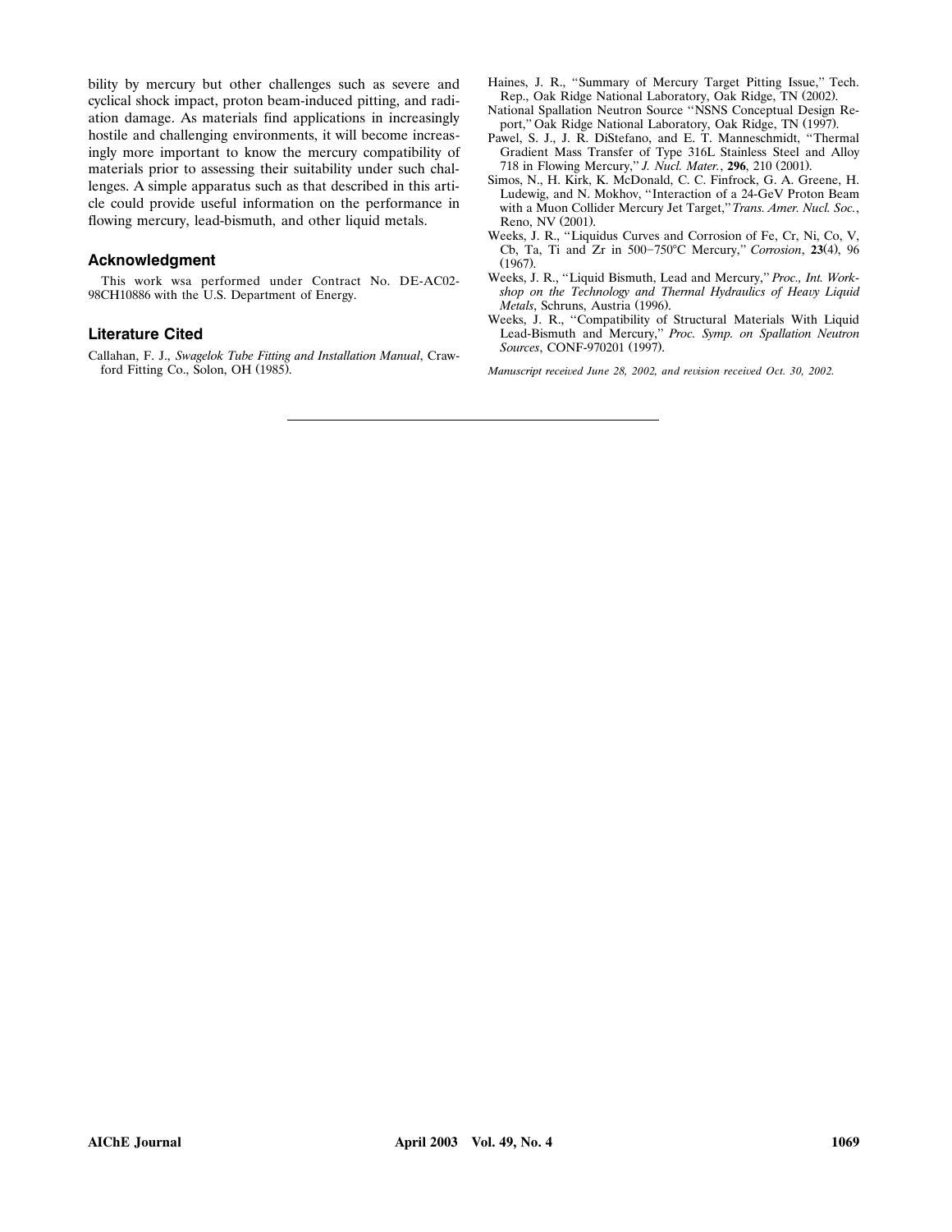bility by mercury but other challenges such as severe and cyclical shock impact, proton beam-induced pitting, and radiation damage. As materials find applications in increasingly hostile and challenging environments, it will become increasingly more important to know the mercury compatibility of materials prior to assessing their suitability under such challenges. A simple apparatus such as that described in this article could provide useful information on the performance in flowing mercury, lead-bismuth, and other liquid metals.

## Acknowledgment

This work wsa performed under Contract No. DE-AC02-98CH10886 with the U.S. Department of Energy.

## Literature Cited

Callahan, F. J., *Swagelok Tube Fitting and Installation Manual*, Crawford Fitting Co., Solon, OH (1985).

Haines, J. R., "Summary of Mercury Target Pitting Issue," Tech. Rep., Oak Ridge National Laboratory, Oak Ridge, TN (2002).

National Spallation Neutron Source "NSNS Conceptual Design Report," Oak Ridge National Laboratory, Oak Ridge, TN (1997).

Pawel, S. J., J. R. DiStefano, and E. T. Manneschmidt, "Thermal Gradient Mass Transfer of Type 316L Stainless Steel and Alloy 718 in Flowing Mercury," *J. Nucl. Mater.*, **296**, 210 (2001).

Simos, N., H. Kirk, K. McDonald, C. C. Finfrock, G. A. Greene, H. Ludewig, and N. Mokhov, "Interaction of a 24-GeV Proton Beam with a Muon Collider Mercury Jet Target," *Trans. Amer. Nucl. Soc.*, Reno, NV (2001).

Weeks, J. R., "Liquidus Curves and Corrosion of Fe, Cr, Ni, Co, V, Cb, Ta, Ti and Zr in 500–750°C Mercury," *Corrosion*, **23**(4), 96 (1967).

Weeks, J. R., "Liquid Bismuth, Lead and Mercury," *Proc., Int. Workshop on the Technology and Thermal Hydraulics of Heavy Liquid Metals*, Schruns, Austria (1996).

Weeks, J. R., "Compatibility of Structural Materials With Liquid Lead-Bismuth and Mercury," *Proc. Symp. on Spallation Neutron Sources*, CONF-970201 (1997).

*Manuscript received June 28, 2002, and revision received Oct. 30, 2002.*